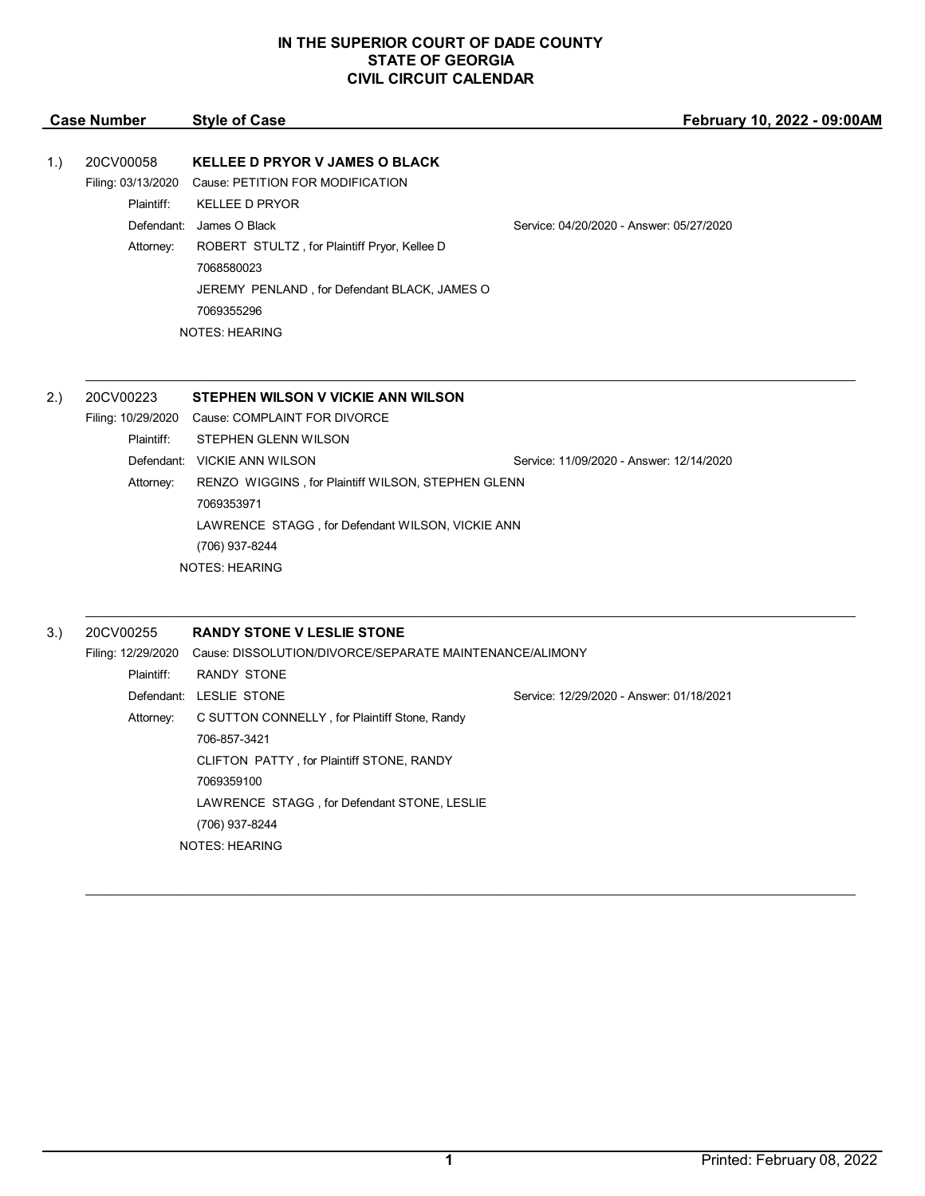# IN THE SUPERIOR COURT OF DADE COUNTY
# STATE OF GEORGIA
# CIVIL CIRCUIT CALENDAR

**Case Number** | **Style of Case** | **February 10, 2022 - 09:00AM**

---

1.) 20CV00058 **KELLEE D PRYOR V JAMES O BLACK**

Filing: 03/13/2020 Cause: PETITION FOR MODIFICATION

Plaintiff: KELLEE D PRYOR

Defendant: James O Black — Service: 04/20/2020 - Answer: 05/27/2020

Attorney: ROBERT STULTZ , for Plaintiff Pryor, Kellee D
7068580023
JEREMY PENLAND , for Defendant BLACK, JAMES O
7069355296

NOTES: HEARING

---

2.) 20CV00223 **STEPHEN WILSON V VICKIE ANN WILSON**

Filing: 10/29/2020 Cause: COMPLAINT FOR DIVORCE

Plaintiff: STEPHEN GLENN WILSON

Defendant: VICKIE ANN WILSON — Service: 11/09/2020 - Answer: 12/14/2020

Attorney: RENZO WIGGINS , for Plaintiff WILSON, STEPHEN GLENN
7069353971
LAWRENCE STAGG , for Defendant WILSON, VICKIE ANN
(706) 937-8244

NOTES: HEARING

---

3.) 20CV00255 **RANDY STONE V LESLIE STONE**

Filing: 12/29/2020 Cause: DISSOLUTION/DIVORCE/SEPARATE MAINTENANCE/ALIMONY

Plaintiff: RANDY STONE

Defendant: LESLIE STONE — Service: 12/29/2020 - Answer: 01/18/2021

Attorney: C SUTTON CONNELLY , for Plaintiff Stone, Randy
706-857-3421
CLIFTON PATTY , for Plaintiff STONE, RANDY
7069359100
LAWRENCE STAGG , for Defendant STONE, LESLIE
(706) 937-8244

NOTES: HEARING

---

Printed: February 08, 2022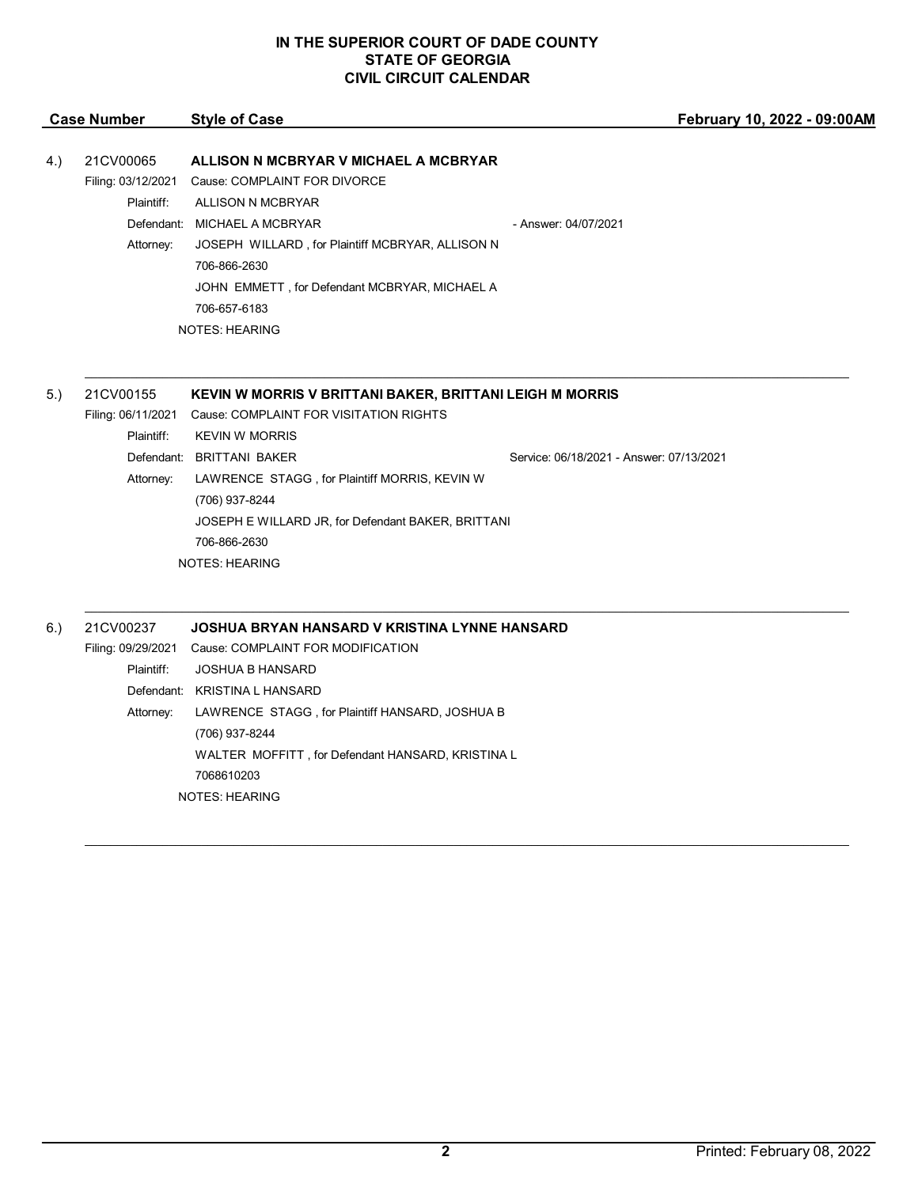**IN THE SUPERIOR COURT OF DADE COUNTY**
**STATE OF GEORGIA**
**CIVIL CIRCUIT CALENDAR**

| Case Number | Style of Case | February 10, 2022 - 09:00AM |
|---|---|---|

4.) 21CV00065 **ALLISON N MCBRYAR V MICHAEL A MCBRYAR**

Filing: 03/12/2021 Cause: COMPLAINT FOR DIVORCE

Plaintiff: ALLISON N MCBRYAR

Defendant: MICHAEL A MCBRYAR - Answer: 04/07/2021

Attorney: JOSEPH WILLARD , for Plaintiff MCBRYAR, ALLISON N
706-866-2630
JOHN EMMETT , for Defendant MCBRYAR, MICHAEL A
706-657-6183

NOTES: HEARING

---

5.) 21CV00155 **KEVIN W MORRIS V BRITTANI BAKER, BRITTANI LEIGH M MORRIS**

Filing: 06/11/2021 Cause: COMPLAINT FOR VISITATION RIGHTS

Plaintiff: KEVIN W MORRIS

Defendant: BRITTANI BAKER Service: 06/18/2021 - Answer: 07/13/2021

Attorney: LAWRENCE STAGG , for Plaintiff MORRIS, KEVIN W
(706) 937-8244
JOSEPH E WILLARD JR, for Defendant BAKER, BRITTANI
706-866-2630

NOTES: HEARING

---

6.) 21CV00237 **JOSHUA BRYAN HANSARD V KRISTINA LYNNE HANSARD**

Filing: 09/29/2021 Cause: COMPLAINT FOR MODIFICATION

Plaintiff: JOSHUA B HANSARD

Defendant: KRISTINA L HANSARD

Attorney: LAWRENCE STAGG , for Plaintiff HANSARD, JOSHUA B
(706) 937-8244
WALTER MOFFITT , for Defendant HANSARD, KRISTINA L
7068610203

NOTES: HEARING

---

Printed: February 08, 2022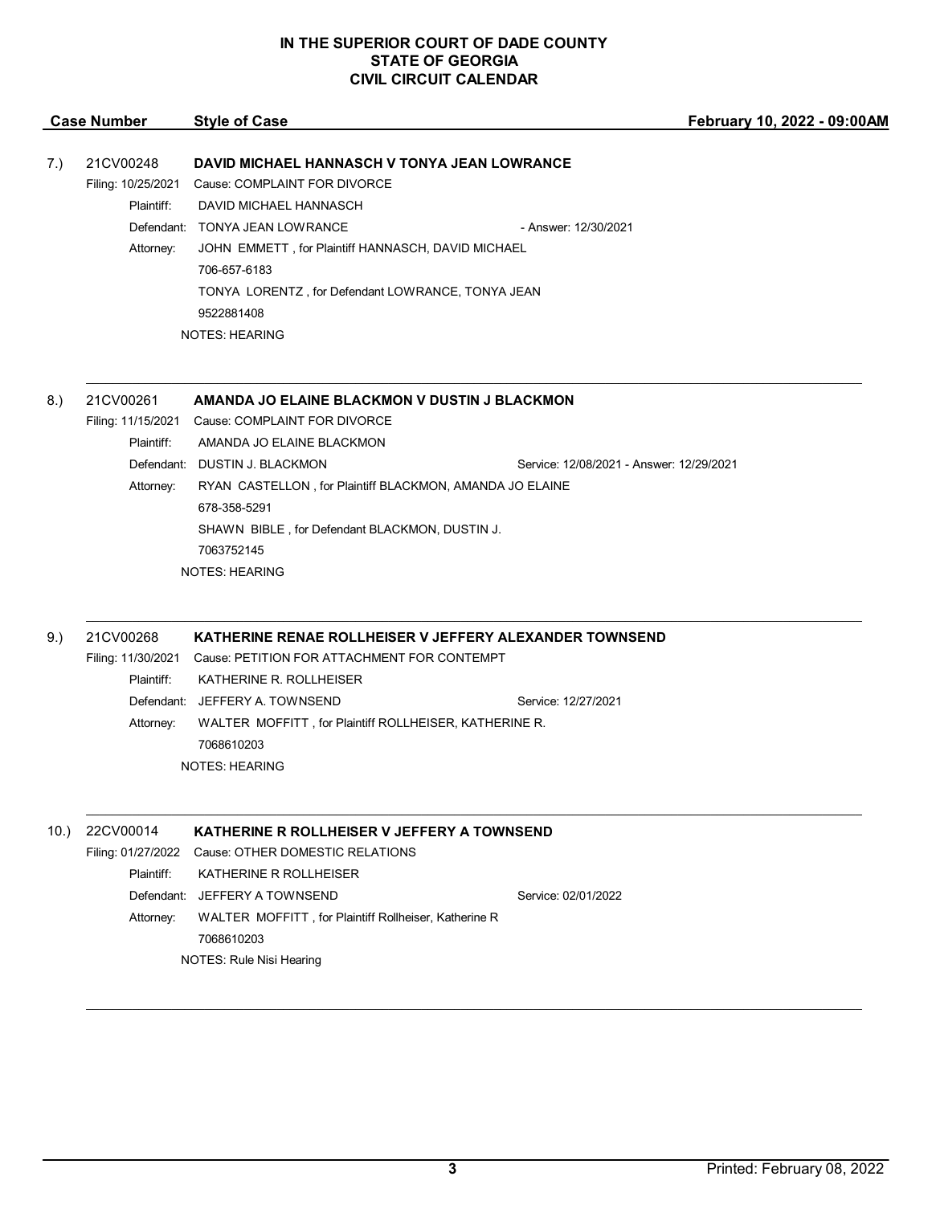**IN THE SUPERIOR COURT OF DADE COUNTY**
**STATE OF GEORGIA**
**CIVIL CIRCUIT CALENDAR**

**Case Number** | **Style of Case** | **February 10, 2022 - 09:00AM**

---

7.) 21CV00248 **DAVID MICHAEL HANNASCH V TONYA JEAN LOWRANCE**

Filing: 10/25/2021 Cause: COMPLAINT FOR DIVORCE

Plaintiff: DAVID MICHAEL HANNASCH

Defendant: TONYA JEAN LOWRANCE - Answer: 12/30/2021

Attorney: JOHN EMMETT , for Plaintiff HANNASCH, DAVID MICHAEL
706-657-6183
TONYA LORENTZ , for Defendant LOWRANCE, TONYA JEAN
9522881408

NOTES: HEARING

---

8.) 21CV00261 **AMANDA JO ELAINE BLACKMON V DUSTIN J BLACKMON**

Filing: 11/15/2021 Cause: COMPLAINT FOR DIVORCE

Plaintiff: AMANDA JO ELAINE BLACKMON

Defendant: DUSTIN J. BLACKMON Service: 12/08/2021 - Answer: 12/29/2021

Attorney: RYAN CASTELLON , for Plaintiff BLACKMON, AMANDA JO ELAINE
678-358-5291
SHAWN BIBLE , for Defendant BLACKMON, DUSTIN J.
7063752145

NOTES: HEARING

---

9.) 21CV00268 **KATHERINE RENAE ROLLHEISER V JEFFERY ALEXANDER TOWNSEND**

Filing: 11/30/2021 Cause: PETITION FOR ATTACHMENT FOR CONTEMPT

Plaintiff: KATHERINE R. ROLLHEISER

Defendant: JEFFERY A. TOWNSEND Service: 12/27/2021

Attorney: WALTER MOFFITT , for Plaintiff ROLLHEISER, KATHERINE R.
7068610203

NOTES: HEARING

---

10.) 22CV00014 **KATHERINE R ROLLHEISER V JEFFERY A TOWNSEND**

Filing: 01/27/2022 Cause: OTHER DOMESTIC RELATIONS

Plaintiff: KATHERINE R ROLLHEISER

Defendant: JEFFERY A TOWNSEND Service: 02/01/2022

Attorney: WALTER MOFFITT , for Plaintiff Rollheiser, Katherine R
7068610203

NOTES: Rule Nisi Hearing

---

Printed: February 08, 2022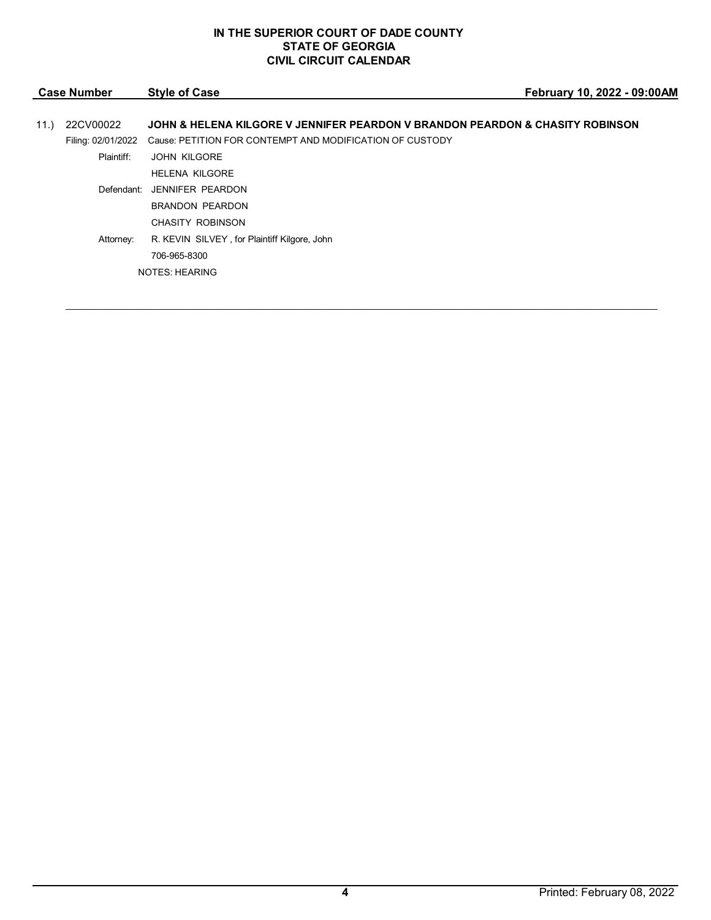**IN THE SUPERIOR COURT OF DADE COUNTY**
**STATE OF GEORGIA**
**CIVIL CIRCUIT CALENDAR**

| Case Number | Style of Case | February 10, 2022 - 09:00AM |
|---|---|---|

11.) 22CV00022 **JOHN & HELENA KILGORE V JENNIFER PEARDON V BRANDON PEARDON & CHASITY ROBINSON**

Filing: 02/01/2022 Cause: PETITION FOR CONTEMPT AND MODIFICATION OF CUSTODY

Plaintiff: JOHN KILGORE
HELENA KILGORE

Defendant: JENNIFER PEARDON
BRANDON PEARDON
CHASITY ROBINSON

Attorney: R. KEVIN SILVEY , for Plaintiff Kilgore, John
706-965-8300

NOTES: HEARING

Printed: February 08, 2022